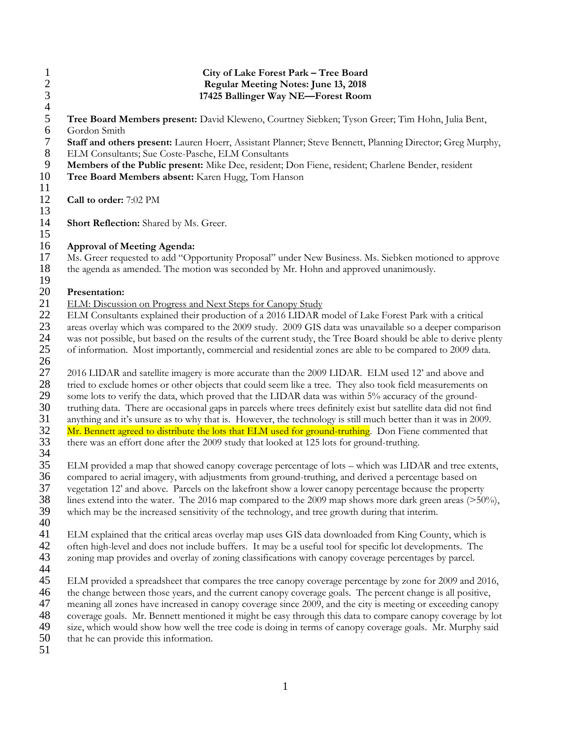# City of Lake Forest Park – Tree Board
## Regular Meeting Notes: June 13, 2018
### 17425 Ballinger Way NE—Forest Room

**Tree Board Members present:** David Kleweno, Courtney Siebken; Tyson Greer; Tim Hohn, Julia Bent, Gordon Smith
**Staff and others present:** Lauren Hoerr, Assistant Planner; Steve Bennett, Planning Director; Greg Murphy, ELM Consultants; Sue Coste-Pasche, ELM Consultants
**Members of the Public present:** Mike Dee, resident; Don Fiene, resident; Charlene Bender, resident
**Tree Board Members absent:** Karen Hugg, Tom Hanson

**Call to order:** 7:02 PM

**Short Reflection:** Shared by Ms. Greer.

**Approval of Meeting Agenda:**
Ms. Greer requested to add "Opportunity Proposal" under New Business. Ms. Siebken motioned to approve the agenda as amended. The motion was seconded by Mr. Hohn and approved unanimously.

**Presentation:**
ELM: Discussion on Progress and Next Steps for Canopy Study
ELM Consultants explained their production of a 2016 LIDAR model of Lake Forest Park with a critical areas overlay which was compared to the 2009 study. 2009 GIS data was unavailable so a deeper comparison was not possible, but based on the results of the current study, the Tree Board should be able to derive plenty of information. Most importantly, commercial and residential zones are able to be compared to 2009 data.

2016 LIDAR and satellite imagery is more accurate than the 2009 LIDAR. ELM used 12' and above and tried to exclude homes or other objects that could seem like a tree. They also took field measurements on some lots to verify the data, which proved that the LIDAR data was within 5% accuracy of the ground-truthing data. There are occasional gaps in parcels where trees definitely exist but satellite data did not find anything and it's unsure as to why that is. However, the technology is still much better than it was in 2009. Mr. Bennett agreed to distribute the lots that ELM used for ground-truthing. Don Fiene commented that there was an effort done after the 2009 study that looked at 125 lots for ground-truthing.

ELM provided a map that showed canopy coverage percentage of lots – which was LIDAR and tree extents, compared to aerial imagery, with adjustments from ground-truthing, and derived a percentage based on vegetation 12' and above. Parcels on the lakefront show a lower canopy percentage because the property lines extend into the water. The 2016 map compared to the 2009 map shows more dark green areas (>50%), which may be the increased sensitivity of the technology, and tree growth during that interim.

ELM explained that the critical areas overlay map uses GIS data downloaded from King County, which is often high-level and does not include buffers. It may be a useful tool for specific lot developments. The zoning map provides and overlay of zoning classifications with canopy coverage percentages by parcel.

ELM provided a spreadsheet that compares the tree canopy coverage percentage by zone for 2009 and 2016, the change between those years, and the current canopy coverage goals. The percent change is all positive, meaning all zones have increased in canopy coverage since 2009, and the city is meeting or exceeding canopy coverage goals. Mr. Bennett mentioned it might be easy through this data to compare canopy coverage by lot size, which would show how well the tree code is doing in terms of canopy coverage goals. Mr. Murphy said that he can provide this information.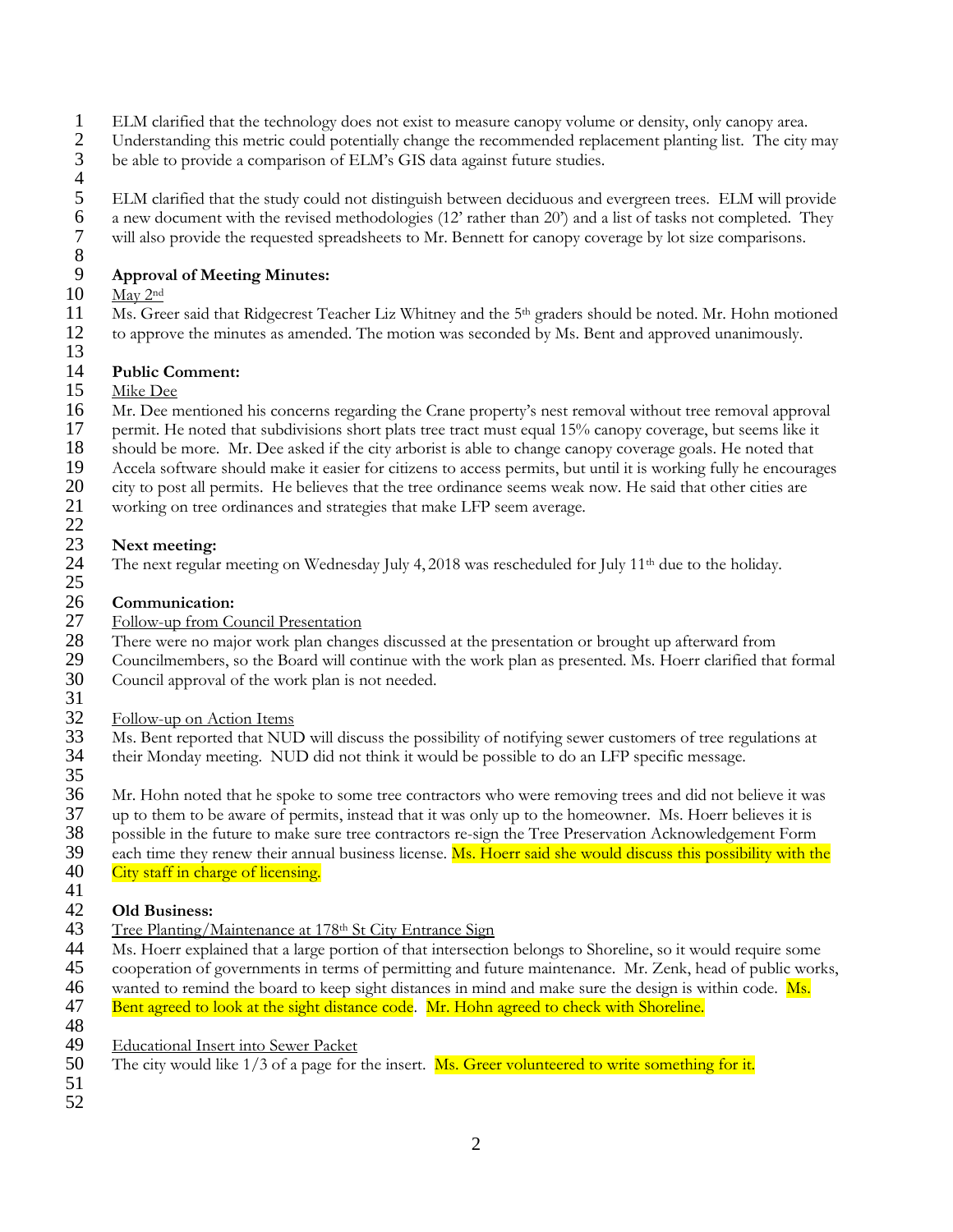ELM clarified that the technology does not exist to measure canopy volume or density, only canopy area. Understanding this metric could potentially change the recommended replacement planting list. The city may be able to provide a comparison of ELM's GIS data against future studies.

ELM clarified that the study could not distinguish between deciduous and evergreen trees. ELM will provide a new document with the revised methodologies (12' rather than 20') and a list of tasks not completed. They will also provide the requested spreadsheets to Mr. Bennett for canopy coverage by lot size comparisons.

**Approval of Meeting Minutes:**

May 2nd

Ms. Greer said that Ridgecrest Teacher Liz Whitney and the 5th graders should be noted. Mr. Hohn motioned to approve the minutes as amended. The motion was seconded by Ms. Bent and approved unanimously.

**Public Comment:**

Mike Dee

Mr. Dee mentioned his concerns regarding the Crane property's nest removal without tree removal approval permit. He noted that subdivisions short plats tree tract must equal 15% canopy coverage, but seems like it should be more. Mr. Dee asked if the city arborist is able to change canopy coverage goals. He noted that Accela software should make it easier for citizens to access permits, but until it is working fully he encourages city to post all permits. He believes that the tree ordinance seems weak now. He said that other cities are working on tree ordinances and strategies that make LFP seem average.

**Next meeting:**

The next regular meeting on Wednesday July 4, 2018 was rescheduled for July 11th due to the holiday.

**Communication:**

Follow-up from Council Presentation

There were no major work plan changes discussed at the presentation or brought up afterward from Councilmembers, so the Board will continue with the work plan as presented. Ms. Hoerr clarified that formal Council approval of the work plan is not needed.

Follow-up on Action Items

Ms. Bent reported that NUD will discuss the possibility of notifying sewer customers of tree regulations at their Monday meeting. NUD did not think it would be possible to do an LFP specific message.

Mr. Hohn noted that he spoke to some tree contractors who were removing trees and did not believe it was up to them to be aware of permits, instead that it was only up to the homeowner. Ms. Hoerr believes it is possible in the future to make sure tree contractors re-sign the Tree Preservation Acknowledgement Form each time they renew their annual business license. Ms. Hoerr said she would discuss this possibility with the City staff in charge of licensing.

**Old Business:**

Tree Planting/Maintenance at 178th St City Entrance Sign

Ms. Hoerr explained that a large portion of that intersection belongs to Shoreline, so it would require some cooperation of governments in terms of permitting and future maintenance. Mr. Zenk, head of public works, wanted to remind the board to keep sight distances in mind and make sure the design is within code. Ms. Bent agreed to look at the sight distance code. Mr. Hohn agreed to check with Shoreline.

Educational Insert into Sewer Packet

The city would like 1/3 of a page for the insert. Ms. Greer volunteered to write something for it.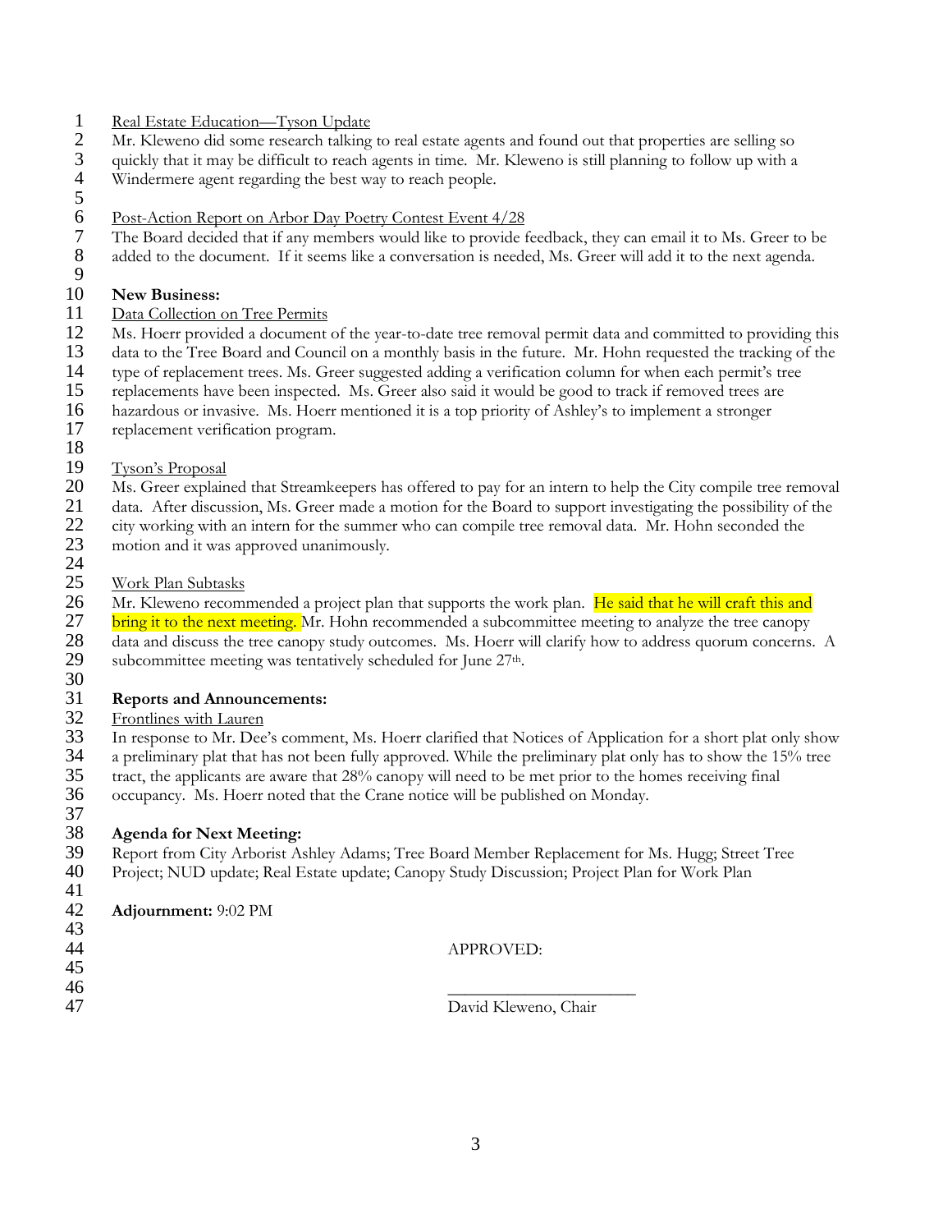Real Estate Education—Tyson Update

Mr. Kleweno did some research talking to real estate agents and found out that properties are selling so quickly that it may be difficult to reach agents in time. Mr. Kleweno is still planning to follow up with a Windermere agent regarding the best way to reach people.

Post-Action Report on Arbor Day Poetry Contest Event 4/28

The Board decided that if any members would like to provide feedback, they can email it to Ms. Greer to be added to the document. If it seems like a conversation is needed, Ms. Greer will add it to the next agenda.

**New Business:**

Data Collection on Tree Permits

Ms. Hoerr provided a document of the year-to-date tree removal permit data and committed to providing this data to the Tree Board and Council on a monthly basis in the future. Mr. Hohn requested the tracking of the type of replacement trees. Ms. Greer suggested adding a verification column for when each permit's tree replacements have been inspected. Ms. Greer also said it would be good to track if removed trees are hazardous or invasive. Ms. Hoerr mentioned it is a top priority of Ashley's to implement a stronger replacement verification program.

Tyson's Proposal

Ms. Greer explained that Streamkeepers has offered to pay for an intern to help the City compile tree removal data. After discussion, Ms. Greer made a motion for the Board to support investigating the possibility of the city working with an intern for the summer who can compile tree removal data. Mr. Hohn seconded the motion and it was approved unanimously.

Work Plan Subtasks

Mr. Kleweno recommended a project plan that supports the work plan. He said that he will craft this and bring it to the next meeting. Mr. Hohn recommended a subcommittee meeting to analyze the tree canopy data and discuss the tree canopy study outcomes. Ms. Hoerr will clarify how to address quorum concerns. A subcommittee meeting was tentatively scheduled for June 27th.

**Reports and Announcements:**

Frontlines with Lauren

In response to Mr. Dee's comment, Ms. Hoerr clarified that Notices of Application for a short plat only show a preliminary plat that has not been fully approved. While the preliminary plat only has to show the 15% tree tract, the applicants are aware that 28% canopy will need to be met prior to the homes receiving final occupancy. Ms. Hoerr noted that the Crane notice will be published on Monday.

**Agenda for Next Meeting:**

Report from City Arborist Ashley Adams; Tree Board Member Replacement for Ms. Hugg; Street Tree Project; NUD update; Real Estate update; Canopy Study Discussion; Project Plan for Work Plan

**Adjournment:** 9:02 PM

APPROVED:

\_\_\_\_\_\_\_\_\_\_\_\_\_\_\_\_\_\_\_\_\_\_

David Kleweno, Chair